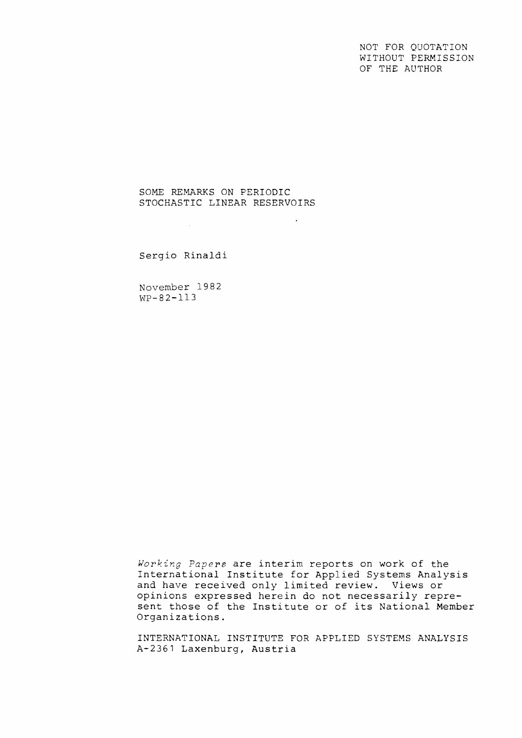NOT FOR QUOTATION
WITHOUT PERMISSION
OF THE AUTHOR

# SOME REMARKS ON PERIODIC STOCHASTIC LINEAR RESERVOIRS

Sergio Rinaldi

November 1982
WP-82-113

*Working Papers* are interim reports on work of the International Institute for Applied Systems Analysis and have received only limited review. Views or opinions expressed herein do not necessarily represent those of the Institute or of its National Member Organizations.

INTERNATIONAL INSTITUTE FOR APPLIED SYSTEMS ANALYSIS
A-2361 Laxenburg, Austria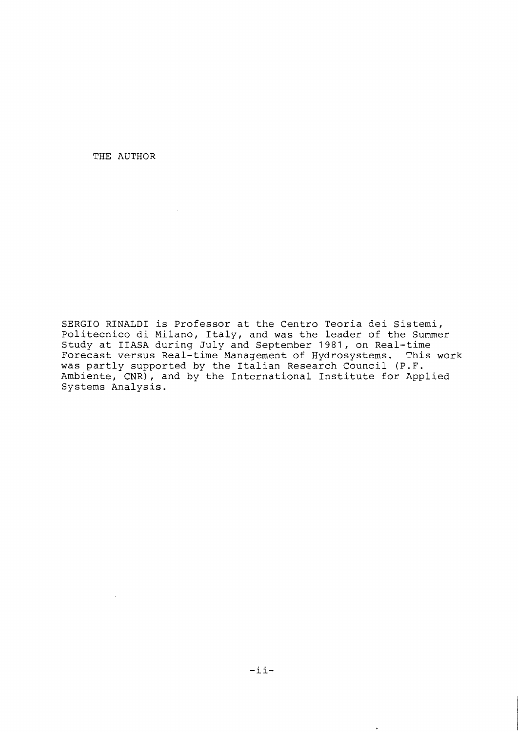# THE AUTHOR

SERGIO RINALDI is Professor at the Centro Teoria dei Sistemi, Politecnico di Milano, Italy, and was the leader of the Summer Study at IIASA during July and September 1981, on Real-time Forecast versus Real-time Management of Hydrosystems. This work was partly supported by the Italian Research Council (P.F. Ambiente, CNR), and by the International Institute for Applied Systems Analysis.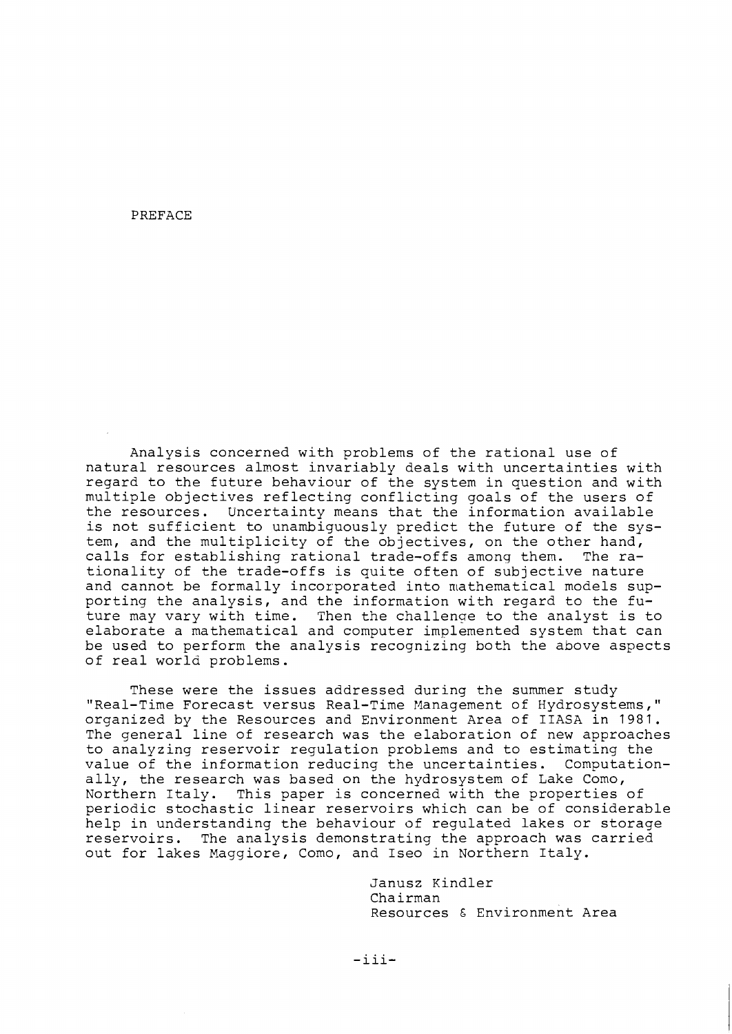# PREFACE

Analysis concerned with problems of the rational use of natural resources almost invariably deals with uncertainties with regard to the future behaviour of the system in question and with multiple objectives reflecting conflicting goals of the users of the resources. Uncertainty means that the information available is not sufficient to unambiguously predict the future of the system, and the multiplicity of the objectives, on the other hand, calls for establishing rational trade-offs among them. The rationality of the trade-offs is quite often of subjective nature and cannot be formally incorporated into mathematical models supporting the analysis, and the information with regard to the future may vary with time. Then the challenge to the analyst is to elaborate a mathematical and computer implemented system that can be used to perform the analysis recognizing both the above aspects of real world problems.

These were the issues addressed during the summer study "Real-Time Forecast versus Real-Time Management of Hydrosystems," organized by the Resources and Environment Area of IIASA in 1981. The general line of research was the elaboration of new approaches to analyzing reservoir regulation problems and to estimating the value of the information reducing the uncertainties. Computationally, the research was based on the hydrosystem of Lake Como, Northern Italy. This paper is concerned with the properties of periodic stochastic linear reservoirs which can be of considerable help in understanding the behaviour of regulated lakes or storage reservoirs. The analysis demonstrating the approach was carried out for lakes Maggiore, Como, and Iseo in Northern Italy.

Janusz Kindler
Chairman
Resources & Environment Area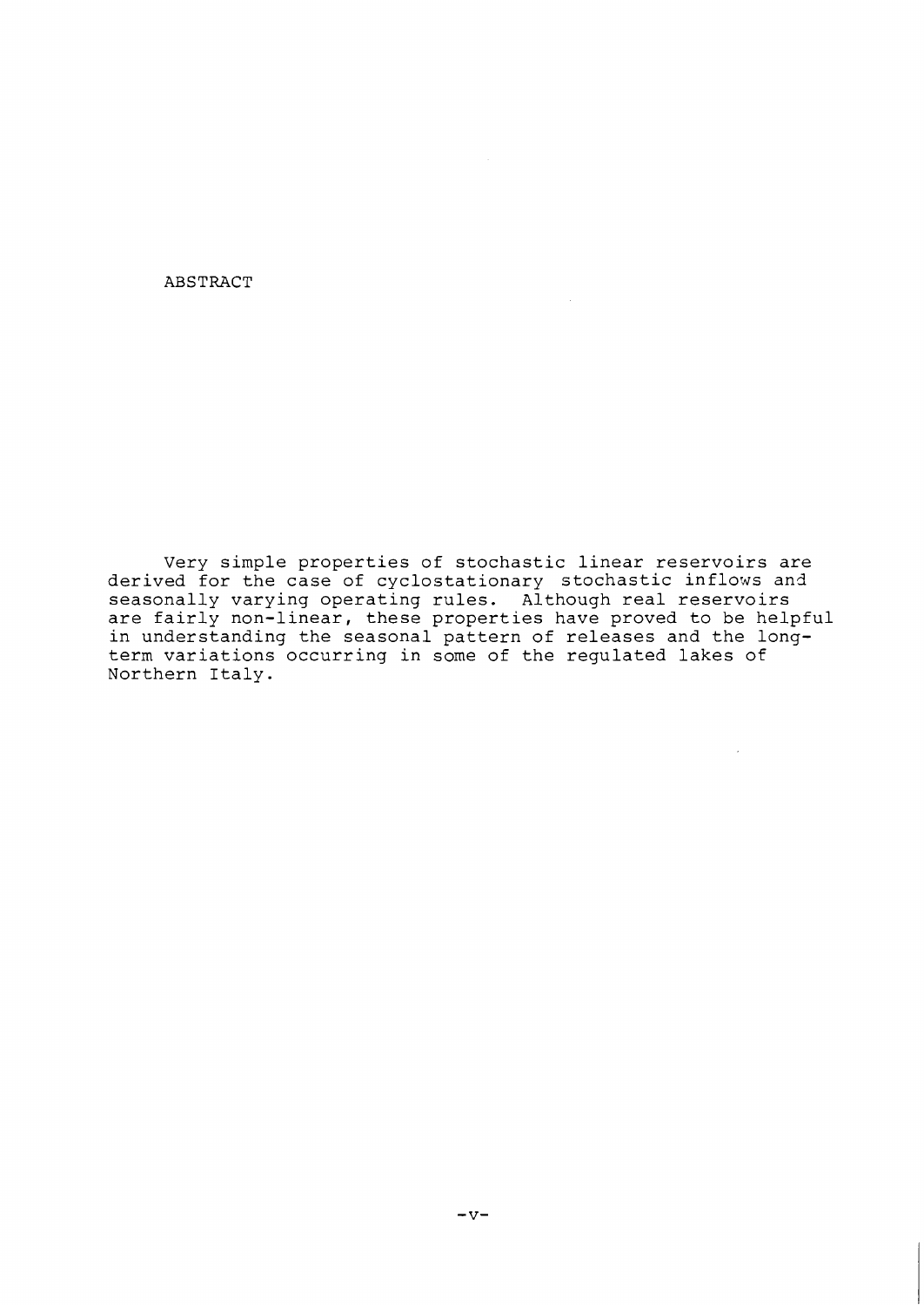# ABSTRACT

Very simple properties of stochastic linear reservoirs are derived for the case of cyclostationary stochastic inflows and seasonally varying operating rules. Although real reservoirs are fairly non-linear, these properties have proved to be helpful in understanding the seasonal pattern of releases and the long-term variations occurring in some of the regulated lakes of Northern Italy.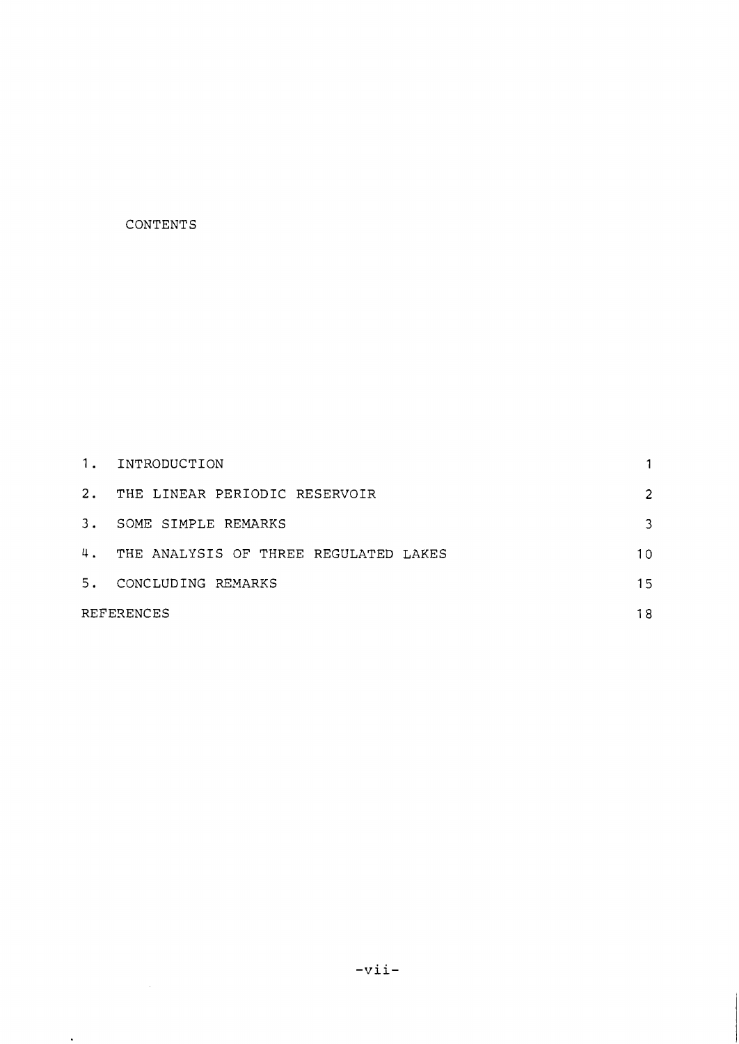# CONTENTS

| | |
|---|---|
| 1. INTRODUCTION | 1 |
| 2. THE LINEAR PERIODIC RESERVOIR | 2 |
| 3. SOME SIMPLE REMARKS | 3 |
| 4. THE ANALYSIS OF THREE REGULATED LAKES | 10 |
| 5. CONCLUDING REMARKS | 15 |
| REFERENCES | 18 |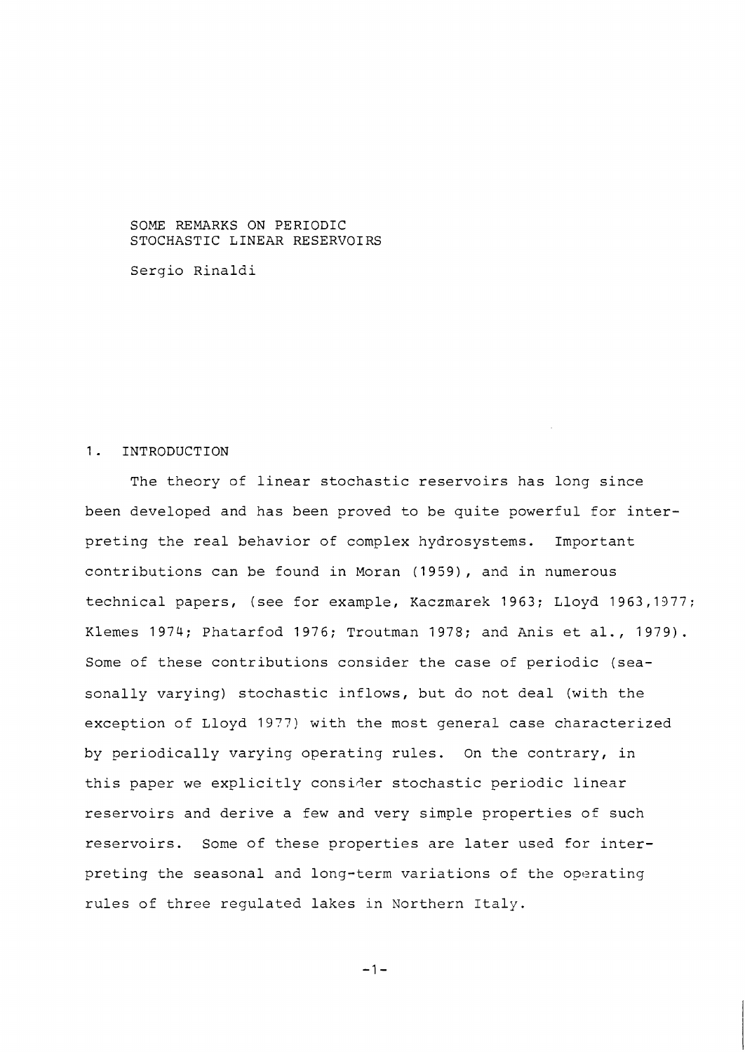SOME REMARKS ON PERIODIC
STOCHASTIC LINEAR RESERVOIRS

Sergio Rinaldi

## 1. INTRODUCTION

The theory of linear stochastic reservoirs has long since been developed and has been proved to be quite powerful for interpreting the real behavior of complex hydrosystems. Important contributions can be found in Moran (1959), and in numerous technical papers, (see for example, Kaczmarek 1963; Lloyd 1963,1977; Klemes 1974; Phatarfod 1976; Troutman 1978; and Anis et al., 1979). Some of these contributions consider the case of periodic (seasonally varying) stochastic inflows, but do not deal (with the exception of Lloyd 1977) with the most general case characterized by periodically varying operating rules. On the contrary, in this paper we explicitly consider stochastic periodic linear reservoirs and derive a few and very simple properties of such reservoirs. Some of these properties are later used for interpreting the seasonal and long-term variations of the operating rules of three regulated lakes in Northern Italy.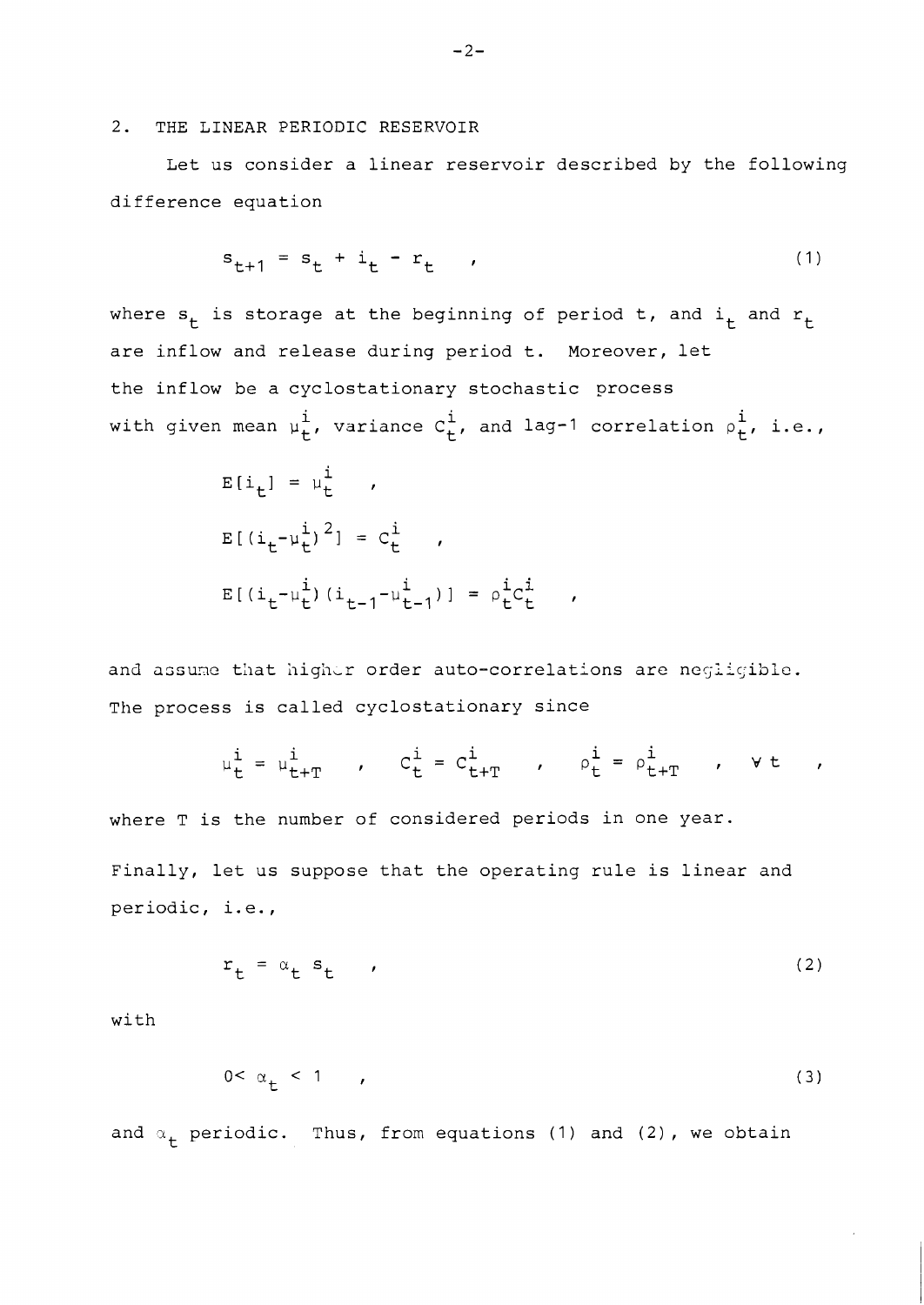## 2. THE LINEAR PERIODIC RESERVOIR

Let us consider a linear reservoir described by the following difference equation

$$s_{t+1} = s_t + i_t - r_t \quad , \tag{1}$$

where $s_t$ is storage at the beginning of period t, and $i_t$ and $r_t$ are inflow and release during period t. Moreover, let the inflow be a cyclostationary stochastic process with given mean $\mu_t^i$, variance $C_t^i$, and lag-1 correlation $\rho_t^i$, i.e.,

$$E[i_t] = \mu_t^i \quad ,$$

$$E[(i_t - \mu_t^i)^2] = C_t^i \quad ,$$

$$E[(i_t - \mu_t^i)(i_{t-1} - \mu_{t-1}^i)] = \rho_t^i C_t^i \quad ,$$

and assume that higher order auto-correlations are negligible. The process is called cyclostationary since

$$\mu_t^i = \mu_{t+T}^i \quad , \quad C_t^i = C_{t+T}^i \quad , \quad \rho_t^i = \rho_{t+T}^i \quad , \quad \forall\, t \quad ,$$

where T is the number of considered periods in one year.

Finally, let us suppose that the operating rule is linear and periodic, i.e.,

$$r_t = \alpha_t \, s_t \quad , \tag{2}$$

with

$$0 < \alpha_t < 1 \quad , \tag{3}$$

and $\alpha_t$ periodic. Thus, from equations (1) and (2), we obtain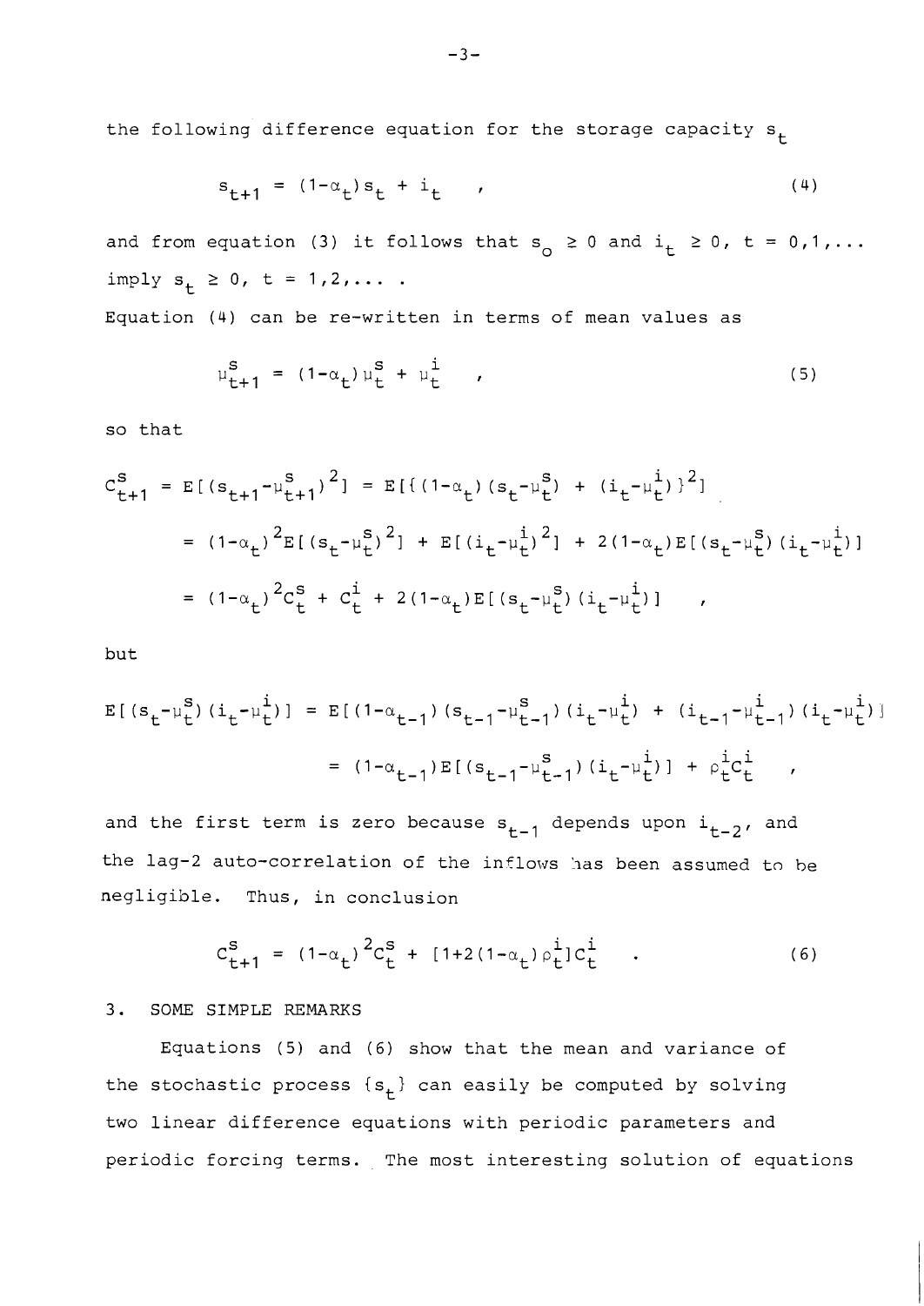the following difference equation for the storage capacity $s_t$

$$s_{t+1} = (1-\alpha_t)s_t + i_t \quad , \tag{4}$$

and from equation (3) it follows that $s_o \geq 0$ and $i_t \geq 0$, $t = 0,1,\ldots$ imply $s_t \geq 0$, $t = 1,2,\ldots$ .

Equation (4) can be re-written in terms of mean values as

$$\mu^s_{t+1} = (1-\alpha_t)\mu^s_t + \mu^i_t \quad , \tag{5}$$

so that

$$\begin{aligned}
C^s_{t+1} &= E[(s_{t+1}-\mu^s_{t+1})^2] = E[\{(1-\alpha_t)(s_t-\mu^s_t) + (i_t-\mu^i_t)\}^2] \\
&= (1-\alpha_t)^2E[(s_t-\mu^s_t)^2] + E[(i_t-\mu^i_t)^2] + 2(1-\alpha_t)E[(s_t-\mu^s_t)(i_t-\mu^i_t)] \\
&= (1-\alpha_t)^2C^s_t + C^i_t + 2(1-\alpha_t)E[(s_t-\mu^s_t)(i_t-\mu^i_t)] \quad ,
\end{aligned}$$

but

$$\begin{aligned}
E[(s_t-\mu^s_t)(i_t-\mu^i_t)] &= E[(1-\alpha_{t-1})(s_{t-1}-\mu^s_{t-1})(i_t-\mu^i_t) + (i_{t-1}-\mu^i_{t-1})(i_t-\mu^i_t)] \\
&= (1-\alpha_{t-1})E[(s_{t-1}-\mu^s_{t-1})(i_t-\mu^i_t)] + \rho^i_tC^i_t \quad ,
\end{aligned}$$

and the first term is zero because $s_{t-1}$ depends upon $i_{t-2}$, and the lag-2 auto-correlation of the inflows has been assumed to be negligible. Thus, in conclusion

$$C^s_{t+1} = (1-\alpha_t)^2C^s_t + [1+2(1-\alpha_t)\rho^i_t]C^i_t \quad . \tag{6}$$

## 3. SOME SIMPLE REMARKS

Equations (5) and (6) show that the mean and variance of the stochastic process $\{s_t\}$ can easily be computed by solving two linear difference equations with periodic parameters and periodic forcing terms. The most interesting solution of equations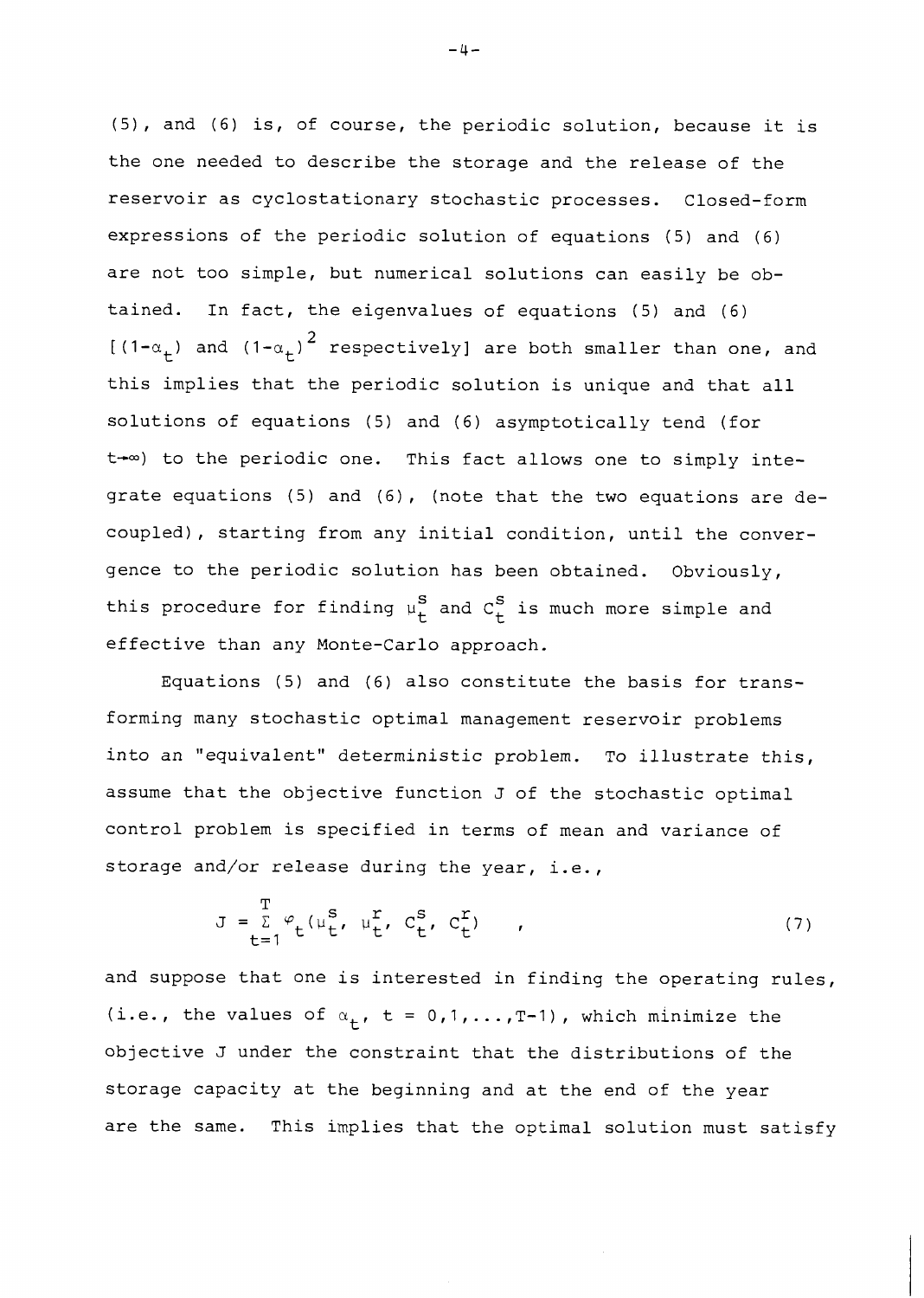(5), and (6) is, of course, the periodic solution, because it is the one needed to describe the storage and the release of the reservoir as cyclostationary stochastic processes. Closed-form expressions of the periodic solution of equations (5) and (6) are not too simple, but numerical solutions can easily be obtained. In fact, the eigenvalues of equations (5) and (6) [$(1-\alpha_t)$ and $(1-\alpha_t)^2$ respectively] are both smaller than one, and this implies that the periodic solution is unique and that all solutions of equations (5) and (6) asymptotically tend (for $t\to\infty$) to the periodic one. This fact allows one to simply integrate equations (5) and (6), (note that the two equations are decoupled), starting from any initial condition, until the convergence to the periodic solution has been obtained. Obviously, this procedure for finding $\mu_t^s$ and $c_t^s$ is much more simple and effective than any Monte-Carlo approach.

Equations (5) and (6) also constitute the basis for transforming many stochastic optimal management reservoir problems into an "equivalent" deterministic problem. To illustrate this, assume that the objective function J of the stochastic optimal control problem is specified in terms of mean and variance of storage and/or release during the year, i.e.,

$$J = \sum_{t=1}^{T} \varphi_t(\mu_t^s,\ \mu_t^r,\ c_t^s,\ c_t^r) \quad , \tag{7}$$

and suppose that one is interested in finding the operating rules, (i.e., the values of $\alpha_t$, $t = 0,1,\ldots,T-1$), which minimize the objective J under the constraint that the distributions of the storage capacity at the beginning and at the end of the year are the same. This implies that the optimal solution must satisfy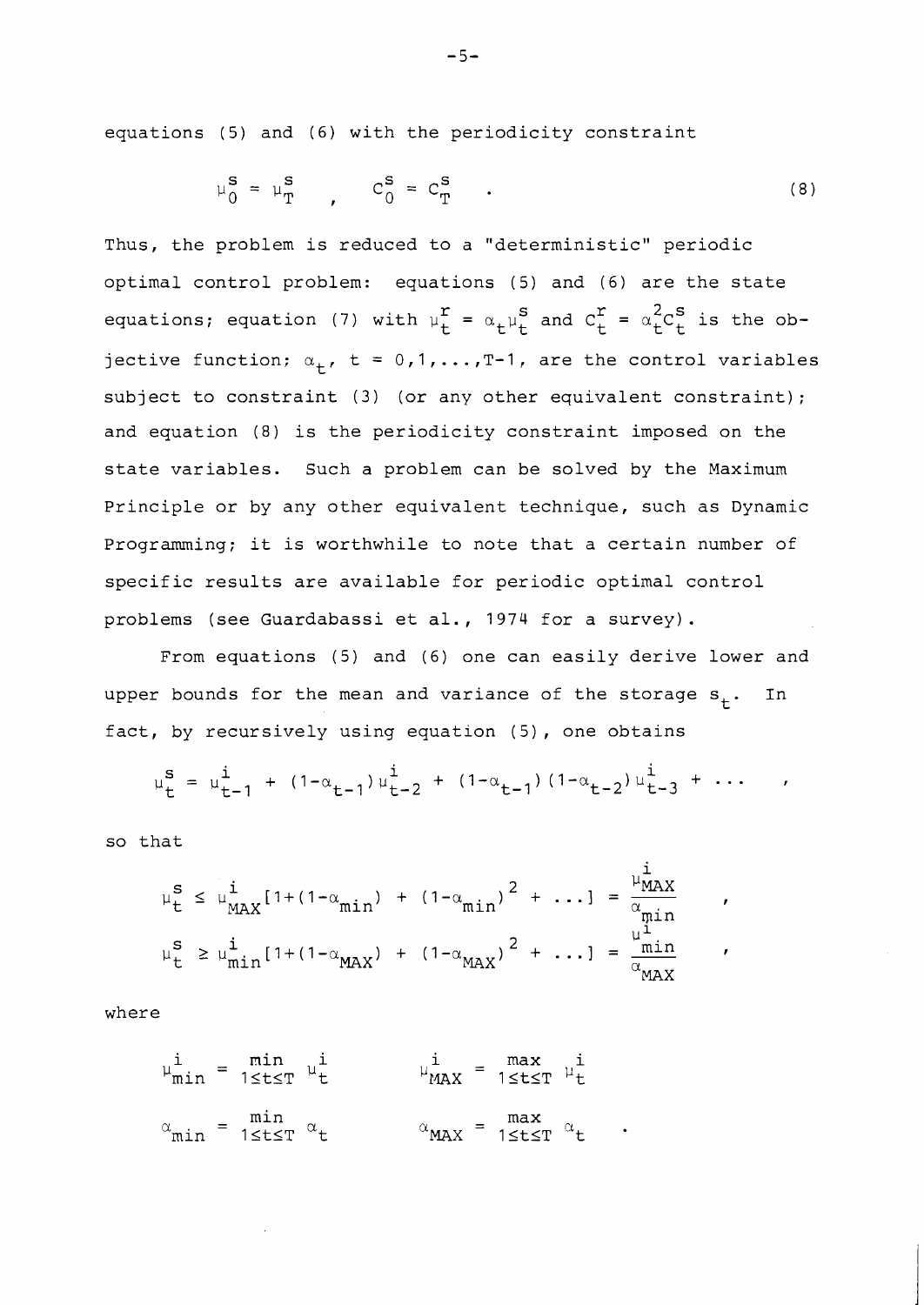equations (5) and (6) with the periodicity constraint

$$\mu_0^s = \mu_T^s \quad , \quad C_0^s = C_T^s \quad . \tag{8}$$

Thus, the problem is reduced to a "deterministic" periodic optimal control problem: equations (5) and (6) are the state equations; equation (7) with $\mu_t^r = \alpha_t \mu_t^s$ and $C_t^r = \alpha_t^2 C_t^s$ is the objective function; $\alpha_t$, $t = 0,1,\ldots,T-1$, are the control variables subject to constraint (3) (or any other equivalent constraint); and equation (8) is the periodicity constraint imposed on the state variables. Such a problem can be solved by the Maximum Principle or by any other equivalent technique, such as Dynamic Programming; it is worthwhile to note that a certain number of specific results are available for periodic optimal control problems (see Guardabassi et al., 1974 for a survey).

From equations (5) and (6) one can easily derive lower and upper bounds for the mean and variance of the storage $s_t$. In fact, by recursively using equation (5), one obtains

$$\mu_t^s = \mu_{t-1}^i + (1-\alpha_{t-1})\mu_{t-2}^i + (1-\alpha_{t-1})(1-\alpha_{t-2})\mu_{t-3}^i + \ldots \quad ,$$

so that

$$\mu_t^s \leq \mu_{MAX}^i [1+(1-\alpha_{min}) + (1-\alpha_{min})^2 + \ldots] = \frac{\mu_{MAX}^i}{\alpha_{min}} \quad ,$$

$$\mu_t^s \geq \mu_{min}^i [1+(1-\alpha_{MAX}) + (1-\alpha_{MAX})^2 + \ldots] = \frac{\mu_{min}^i}{\alpha_{MAX}} \quad ,$$

where

$$\mu_{min}^i = \min_{1 \leq t \leq T} \mu_t^i \qquad \mu_{MAX}^i = \max_{1 \leq t \leq T} \mu_t^i$$

$$\alpha_{min} = \min_{1 \leq t \leq T} \alpha_t \qquad \alpha_{MAX} = \max_{1 \leq t \leq T} \alpha_t \quad .$$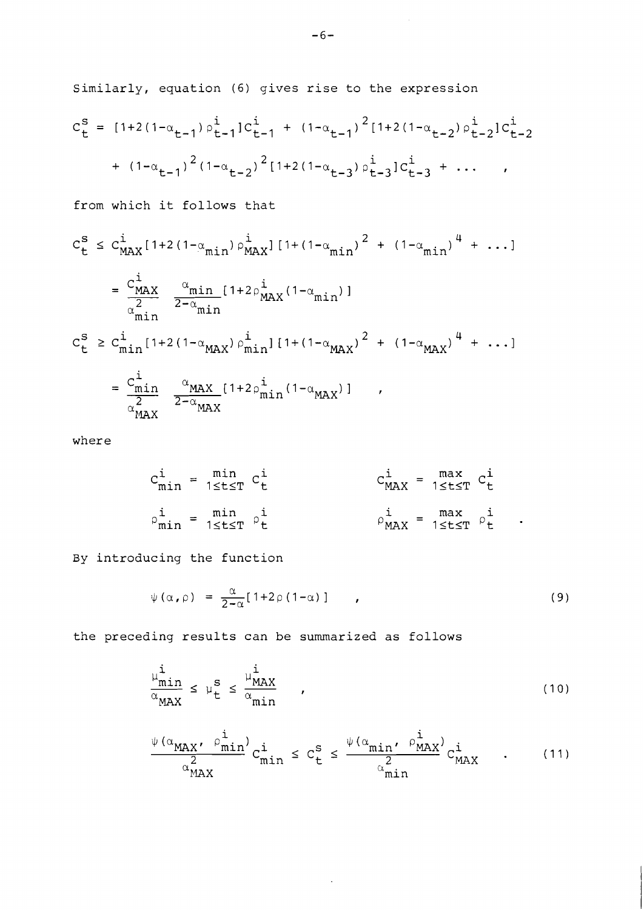Similarly, equation (6) gives rise to the expression

$$c_t^s = [1+2(1-\alpha_{t-1})\rho_{t-1}^i]c_{t-1}^i + (1-\alpha_{t-1})^2[1+2(1-\alpha_{t-2})\rho_{t-2}^i]c_{t-2}^i$$

$$+ (1-\alpha_{t-1})^2(1-\alpha_{t-2})^2[1+2(1-\alpha_{t-3})\rho_{t-3}^i]c_{t-3}^i + \dots \quad ,$$

from which it follows that

$$c_t^s \le c_{MAX}^i[1+2(1-\alpha_{min})\rho_{MAX}^i][1+(1-\alpha_{min})^2 + (1-\alpha_{min})^4 + \dots]$$

$$= \frac{c_{MAX}^i}{\alpha_{min}^2} \frac{\alpha_{min}}{2-\alpha_{min}}[1+2\rho_{MAX}^i(1-\alpha_{min})]$$

$$c_t^s \ge c_{min}^i[1+2(1-\alpha_{MAX})\rho_{min}^i][1+(1-\alpha_{MAX})^2 + (1-\alpha_{MAX})^4 + \dots]$$

$$= \frac{c_{min}^i}{\alpha_{MAX}^2} \frac{\alpha_{MAX}}{2-\alpha_{MAX}}[1+2\rho_{min}^i(1-\alpha_{MAX})] \quad ,$$

where

$$c_{min}^i = \min_{1\le t\le T} c_t^i \qquad c_{MAX}^i = \max_{1\le t\le T} c_t^i$$

$$\rho_{min}^i = \min_{1\le t\le T} \rho_t^i \qquad \rho_{MAX}^i = \max_{1\le t\le T} \rho_t^i \quad .$$

By introducing the function

$$\psi(\alpha,\rho) = \frac{\alpha}{2-\alpha}[1+2\rho(1-\alpha)] \quad , \tag{9}$$

the preceding results can be summarized as follows

$$\frac{\mu_{min}^i}{\alpha_{MAX}} \le \mu_t^s \le \frac{\mu_{MAX}^i}{\alpha_{min}} \quad , \tag{10}$$

$$\frac{\psi(\alpha_{MAX}, \rho_{min}^i)}{\alpha_{MAX}^2} c_{min}^i \le c_t^s \le \frac{\psi(\alpha_{min}, \rho_{MAX}^i)}{\alpha_{min}^2} c_{MAX}^i \quad . \tag{11}$$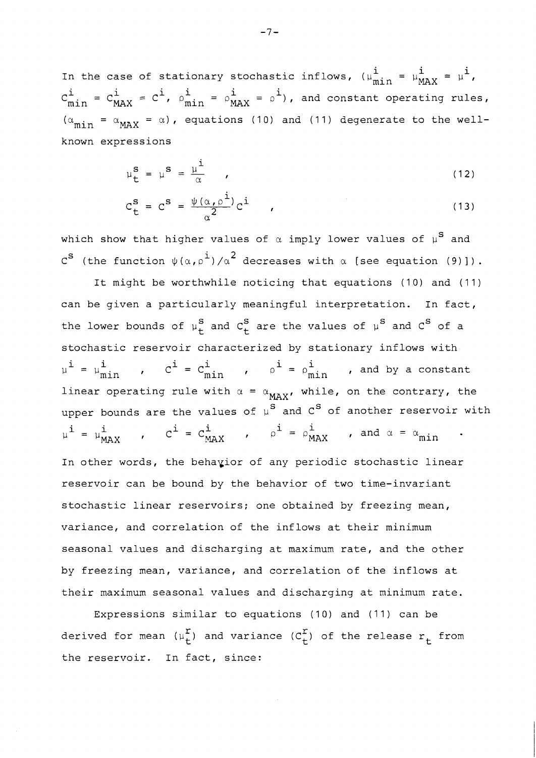In the case of stationary stochastic inflows, ($\mu^i_{min} = \mu^i_{MAX} = \mu^i$, $c^i_{min} = c^i_{MAX} = c^i$, $\rho^i_{min} = \rho^i_{MAX} = \rho^i$), and constant operating rules, ($\alpha_{min} = \alpha_{MAX} = \alpha$), equations (10) and (11) degenerate to the well-known expressions

$$\mu^s_t = \mu^s = \frac{\mu^i}{\alpha} \quad , \tag{12}$$

$$c^s_t = c^s = \frac{\psi(\alpha, \rho^i)}{\alpha^2} c^i \quad , \tag{13}$$

which show that higher values of $\alpha$ imply lower values of $\mu^s$ and $c^s$ (the function $\psi(\alpha, \rho^i)/\alpha^2$ decreases with $\alpha$ [see equation (9)]).

It might be worthwhile noticing that equations (10) and (11) can be given a particularly meaningful interpretation. In fact, the lower bounds of $\mu^s_t$ and $c^s_t$ are the values of $\mu^s$ and $c^s$ of a stochastic reservoir characterized by stationary inflows with $\mu^i = \mu^i_{min}$ , $c^i = c^i_{min}$ , $\rho^i = \rho^i_{min}$ , and by a constant linear operating rule with $\alpha = \alpha_{MAX}$, while, on the contrary, the upper bounds are the values of $\mu^s$ and $c^s$ of another reservoir with $\mu^i = \mu^i_{MAX}$ , $c^i = c^i_{MAX}$ , $\rho^i = \rho^i_{MAX}$ , and $\alpha = \alpha_{min}$ .

In other words, the behavior of any periodic stochastic linear reservoir can be bound by the behavior of two time-invariant stochastic linear reservoirs; one obtained by freezing mean, variance, and correlation of the inflows at their minimum seasonal values and discharging at maximum rate, and the other by freezing mean, variance, and correlation of the inflows at their maximum seasonal values and discharging at minimum rate.

Expressions similar to equations (10) and (11) can be derived for mean ($\mu^r_t$) and variance ($c^r_t$) of the release $r_t$ from the reservoir. In fact, since: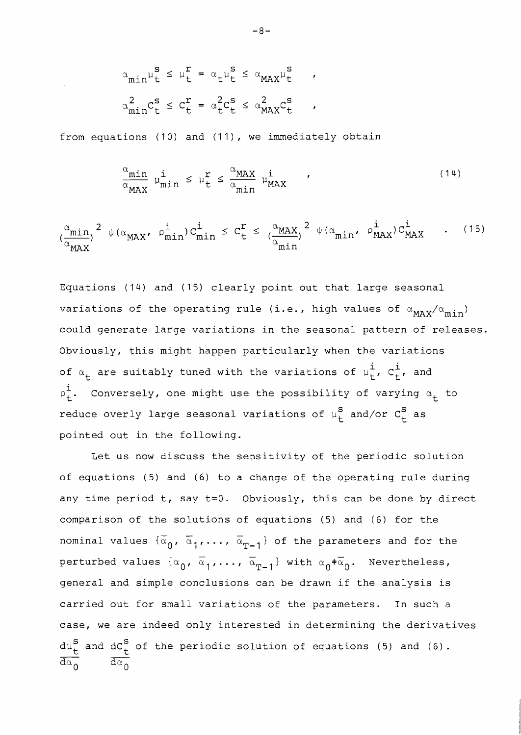$$\alpha_{min}\mu_t^s \leq \mu_t^r = \alpha_t\mu_t^s \leq \alpha_{MAX}\mu_t^s \quad ,$$

$$\alpha_{min}^2 c_t^s \leq c_t^r = \alpha_t^2 c_t^s \leq \alpha_{MAX}^2 c_t^s \quad ,$$

from equations (10) and (11), we immediately obtain

$$\frac{\alpha_{min}}{\alpha_{MAX}} \mu_{min}^i \leq \mu_t^r \leq \frac{\alpha_{MAX}}{\alpha_{min}} \mu_{MAX}^i \quad , \tag{14}$$

$$\left(\frac{\alpha_{min}}{\alpha_{MAX}}\right)^2 \psi(\alpha_{MAX}, \rho_{min}^i) c_{min}^i \leq c_t^r \leq \left(\frac{\alpha_{MAX}}{\alpha_{min}}\right)^2 \psi(\alpha_{min}, \rho_{MAX}^i) c_{MAX}^i \quad . \tag{15}$$

Equations (14) and (15) clearly point out that large seasonal variations of the operating rule (i.e., high values of $\alpha_{MAX}/\alpha_{min}$) could generate large variations in the seasonal pattern of releases. Obviously, this might happen particularly when the variations of $\alpha_t$ are suitably tuned with the variations of $\mu_t^i$, $c_t^i$, and $\rho_t^i$. Conversely, one might use the possibility of varying $\alpha_t$ to reduce overly large seasonal variations of $\mu_t^s$ and/or $c_t^s$ as pointed out in the following.

Let us now discuss the sensitivity of the periodic solution of equations (5) and (6) to a change of the operating rule during any time period t, say t=0. Obviously, this can be done by direct comparison of the solutions of equations (5) and (6) for the nominal values $\{\bar{\alpha}_0, \bar{\alpha}_1, \ldots, \bar{\alpha}_{T-1}\}$ of the parameters and for the perturbed values $\{\alpha_0, \bar{\alpha}_1, \ldots, \bar{\alpha}_{T-1}\}$ with $\alpha_0 \neq \bar{\alpha}_0$. Nevertheless, general and simple conclusions can be drawn if the analysis is carried out for small variations of the parameters. In such a case, we are indeed only interested in determining the derivatives $\frac{d\mu_t^s}{d\alpha_0}$ and $\frac{dc_t^s}{d\alpha_0}$ of the periodic solution of equations (5) and (6).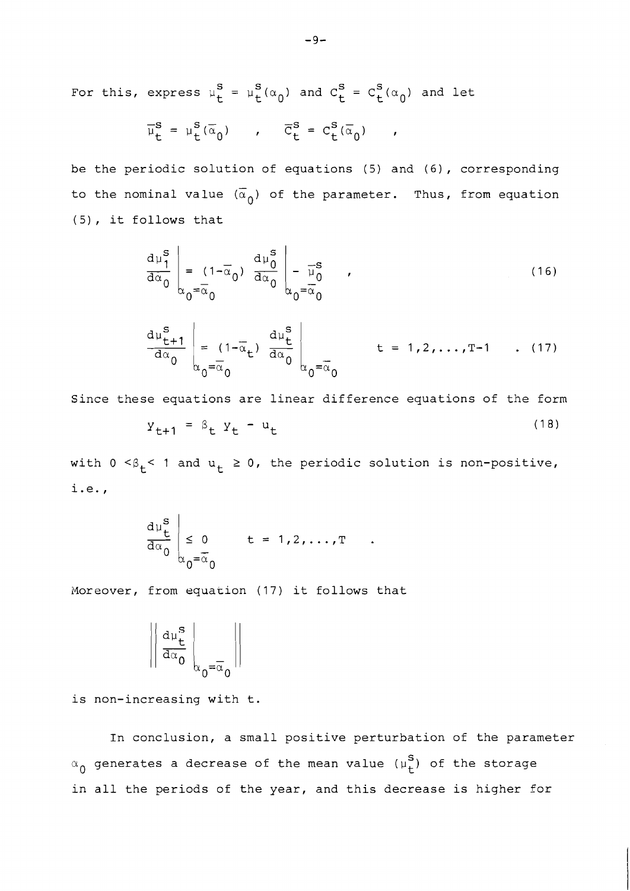For this, express $\mu_t^s = \mu_t^s(\alpha_0)$ and $c_t^s = c_t^s(\alpha_0)$ and let

$$\bar{\mu}_t^s = \mu_t^s(\bar{\alpha}_0) \quad , \quad \bar{c}_t^s = c_t^s(\bar{\alpha}_0) \quad ,$$

be the periodic solution of equations (5) and (6), corresponding to the nominal value $(\bar{\alpha}_0)$ of the parameter. Thus, from equation (5), it follows that

$$\left.\frac{d\mu_1^s}{d\alpha_0}\right|_{\alpha_0=\bar{\alpha}_0} = (1-\bar{\alpha}_0) \left.\frac{d\mu_0^s}{d\alpha_0}\right|_{\alpha_0=\bar{\alpha}_0} - \bar{\mu}_0^s \quad , \tag{16}$$

$$\left.\frac{d\mu_{t+1}^s}{d\alpha_0}\right|_{\alpha_0=\bar{\alpha}_0} = (1-\bar{\alpha}_t) \left.\frac{d\mu_t^s}{d\alpha_0}\right|_{\alpha_0=\bar{\alpha}_0} \qquad t = 1,2,\ldots,T-1 \quad . \tag{17}$$

Since these equations are linear difference equations of the form

$$y_{t+1} = \beta_t \, y_t - u_t \tag{18}$$

with $0 < \beta_t < 1$ and $u_t \geq 0$, the periodic solution is non-positive, i.e.,

$$\left.\frac{d\mu_t^s}{d\alpha_0}\right|_{\alpha_0=\bar{\alpha}_0} \leq 0 \qquad t = 1,2,\ldots,T \quad .$$

Moreover, from equation (17) it follows that

$$\left\| \left.\frac{d\mu_t^s}{d\alpha_0}\right|_{\alpha_0=\bar{\alpha}_0} \right\|$$

is non-increasing with t.

In conclusion, a small positive perturbation of the parameter $\alpha_0$ generates a decrease of the mean value $(\mu_t^s)$ of the storage in all the periods of the year, and this decrease is higher for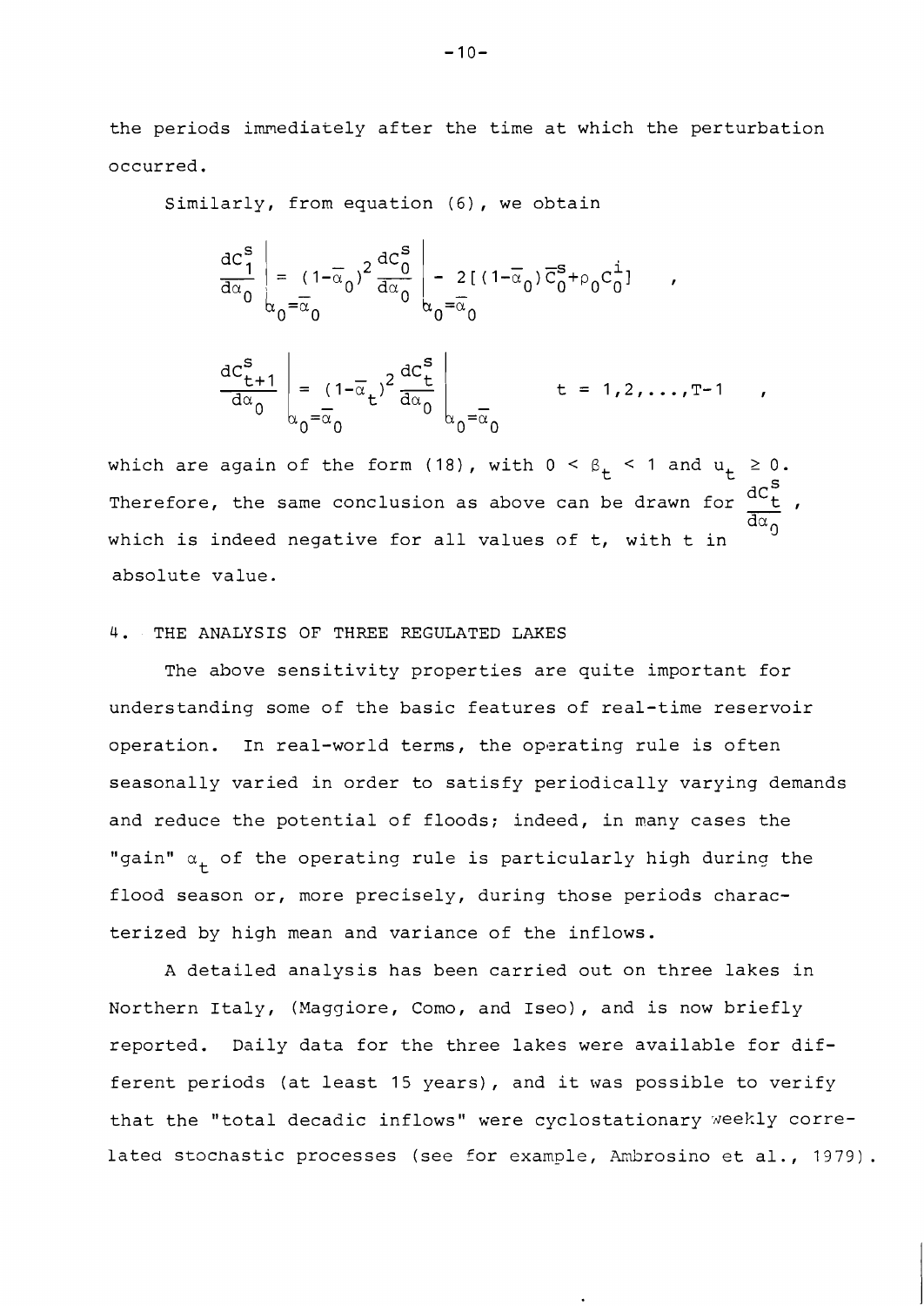the periods immediately after the time at which the perturbation occurred.

Similarly, from equation (6), we obtain

$$\left.\frac{dc_1^s}{d\alpha_0}\right|_{\alpha_0=\bar{\alpha}_0} = (1-\bar{\alpha}_0)^2 \left.\frac{dc_0^s}{d\alpha_0}\right|_{\alpha_0=\bar{\alpha}_0} - 2[(1-\bar{\alpha}_0)\bar{C}_0^s + \rho_0 C_0^i] \quad ,$$

$$\left.\frac{dc_{t+1}^s}{d\alpha_0}\right|_{\alpha_0=\bar{\alpha}_0} = (1-\bar{\alpha}_t)^2 \left.\frac{dc_t^s}{d\alpha_0}\right|_{\alpha_0=\bar{\alpha}_0} \qquad t = 1,2,\ldots,T-1 \quad ,$$

which are again of the form (18), with $0 < \beta_t < 1$ and $u_t \geq 0$. Therefore, the same conclusion as above can be drawn for $\frac{dc_t^s}{d\alpha_0}$, which is indeed negative for all values of t, with t in absolute value.

## 4. THE ANALYSIS OF THREE REGULATED LAKES

The above sensitivity properties are quite important for understanding some of the basic features of real-time reservoir operation. In real-world terms, the operating rule is often seasonally varied in order to satisfy periodically varying demands and reduce the potential of floods; indeed, in many cases the "gain" $\alpha_t$ of the operating rule is particularly high during the flood season or, more precisely, during those periods characterized by high mean and variance of the inflows.

A detailed analysis has been carried out on three lakes in Northern Italy, (Maggiore, Como, and Iseo), and is now briefly reported. Daily data for the three lakes were available for different periods (at least 15 years), and it was possible to verify that the "total decadic inflows" were cyclostationary weekly correlated stochastic processes (see for example, Ambrosino et al., 1979).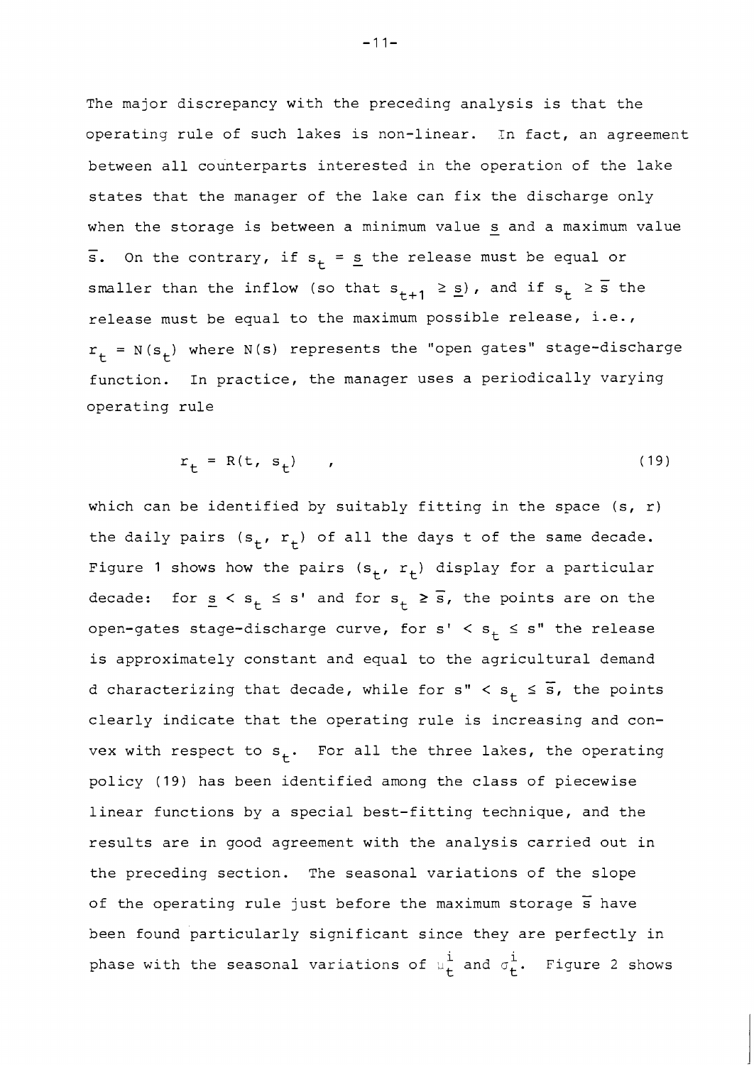The major discrepancy with the preceding analysis is that the operating rule of such lakes is non-linear. In fact, an agreement between all counterparts interested in the operation of the lake states that the manager of the lake can fix the discharge only when the storage is between a minimum value $\underline{s}$ and a maximum value $\overline{s}$. On the contrary, if $s_t = \underline{s}$ the release must be equal or smaller than the inflow (so that $s_{t+1} \geq \underline{s}$), and if $s_t \geq \overline{s}$ the release must be equal to the maximum possible release, i.e., $r_t = N(s_t)$ where $N(s)$ represents the "open gates" stage-discharge function. In practice, the manager uses a periodically varying operating rule

$$r_t = R(t, s_t) \quad , \tag{19}$$

which can be identified by suitably fitting in the space $(s, r)$ the daily pairs $(s_t, r_t)$ of all the days t of the same decade. Figure 1 shows how the pairs $(s_t, r_t)$ display for a particular decade: for $\underline{s} < s_t \leq s'$ and for $s_t \geq \overline{s}$, the points are on the open-gates stage-discharge curve, for $s' < s_t \leq s''$ the release is approximately constant and equal to the agricultural demand d characterizing that decade, while for $s'' < s_t \leq \overline{s}$, the points clearly indicate that the operating rule is increasing and convex with respect to $s_t$. For all the three lakes, the operating policy (19) has been identified among the class of piecewise linear functions by a special best-fitting technique, and the results are in good agreement with the analysis carried out in the preceding section. The seasonal variations of the slope of the operating rule just before the maximum storage $\overline{s}$ have been found particularly significant since they are perfectly in phase with the seasonal variations of $\mu_t^i$ and $\sigma_t^i$. Figure 2 shows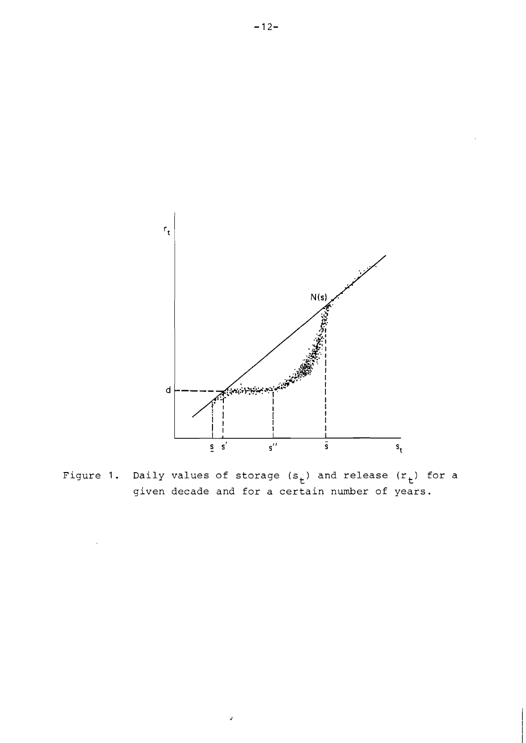Figure 1. Daily values of storage ($s_t$) and release ($r_t$) for a given decade and for a certain number of years.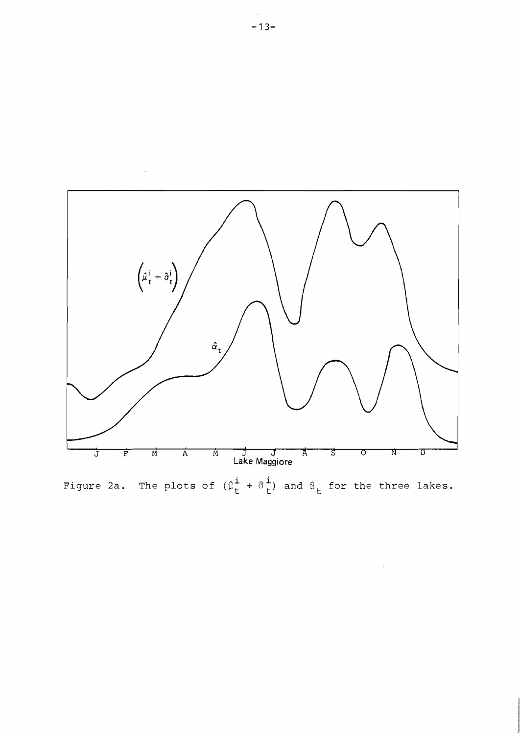Figure 2a. The plots of $(\hat{\mu}_t^i + \hat{\sigma}_t^i)$ and $\hat{\alpha}_t$ for the three lakes.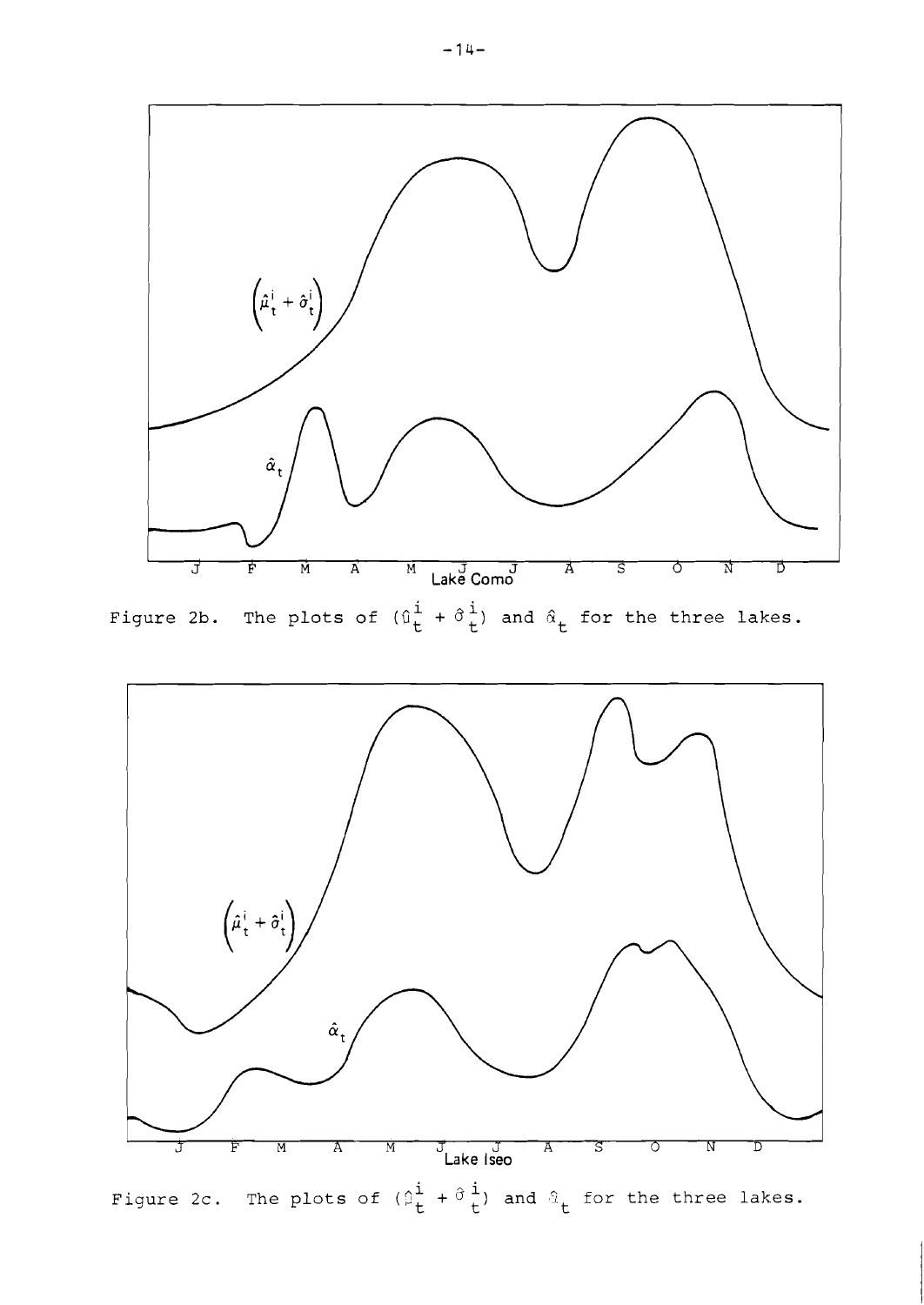Figure 2b. The plots of $(\hat{\mu}_t^i + \hat{\sigma}_t^i)$ and $\hat{\alpha}_t$ for the three lakes.

Figure 2c. The plots of $(\hat{\mu}_t^i + \hat{\sigma}_t^i)$ and $\hat{\alpha}_t$ for the three lakes.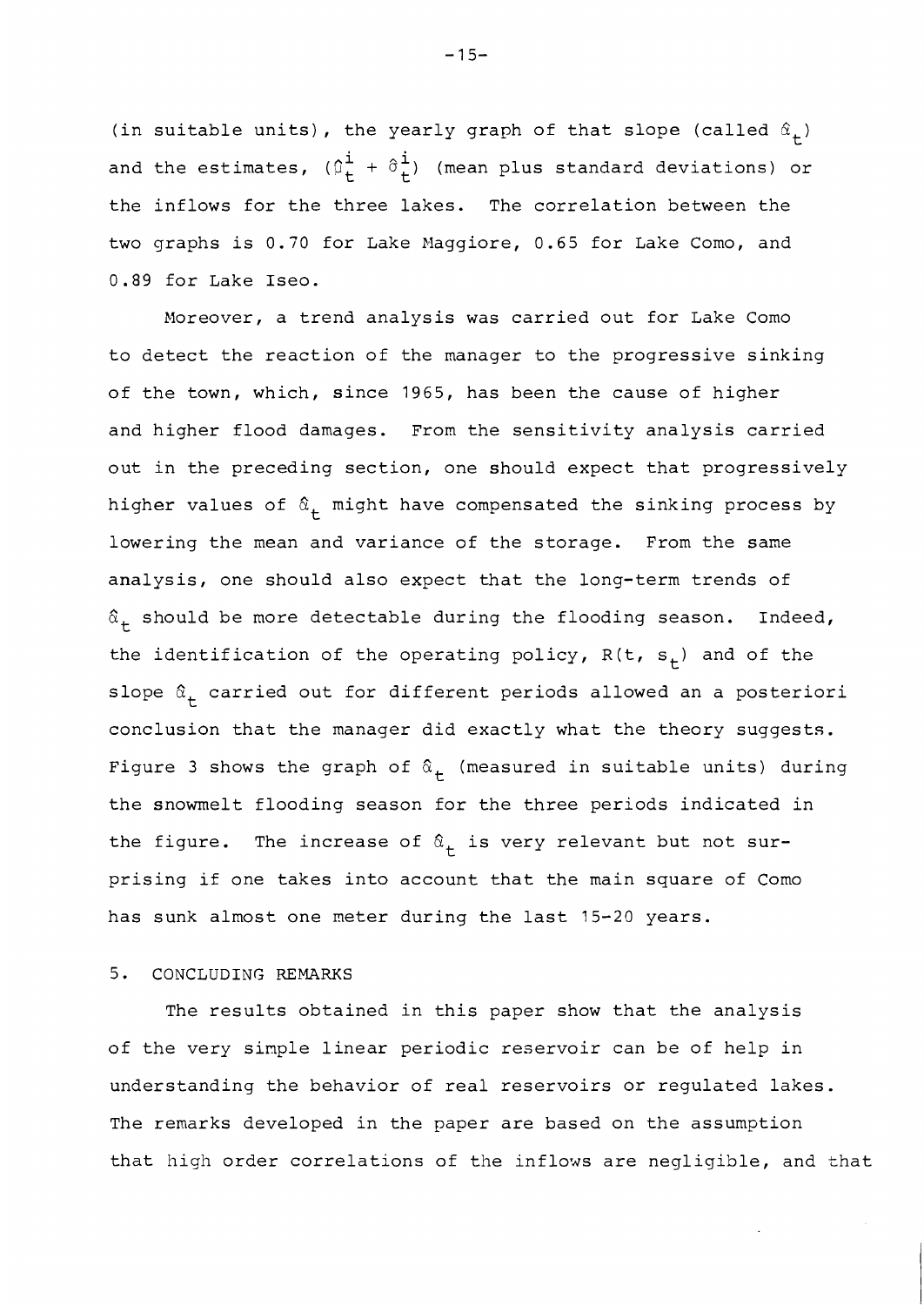(in suitable units), the yearly graph of that slope (called $\hat{\alpha}_t$) and the estimates, $(\hat{\mu}_t^i + \hat{\sigma}_t^i)$ (mean plus standard deviations) or the inflows for the three lakes. The correlation between the two graphs is 0.70 for Lake Maggiore, 0.65 for Lake Como, and 0.89 for Lake Iseo.

Moreover, a trend analysis was carried out for Lake Como to detect the reaction of the manager to the progressive sinking of the town, which, since 1965, has been the cause of higher and higher flood damages. From the sensitivity analysis carried out in the preceding section, one should expect that progressively higher values of $\hat{\alpha}_t$ might have compensated the sinking process by lowering the mean and variance of the storage. From the same analysis, one should also expect that the long-term trends of $\hat{\alpha}_t$ should be more detectable during the flooding season. Indeed, the identification of the operating policy, $R(t, s_t)$ and of the slope $\hat{\alpha}_t$ carried out for different periods allowed an a posteriori conclusion that the manager did exactly what the theory suggests. Figure 3 shows the graph of $\hat{\alpha}_t$ (measured in suitable units) during the snowmelt flooding season for the three periods indicated in the figure. The increase of $\hat{\alpha}_t$ is very relevant but not surprising if one takes into account that the main square of Como has sunk almost one meter during the last 15-20 years.

## 5. CONCLUDING REMARKS

The results obtained in this paper show that the analysis of the very simple linear periodic reservoir can be of help in understanding the behavior of real reservoirs or regulated lakes. The remarks developed in the paper are based on the assumption that high order correlations of the inflows are negligible, and that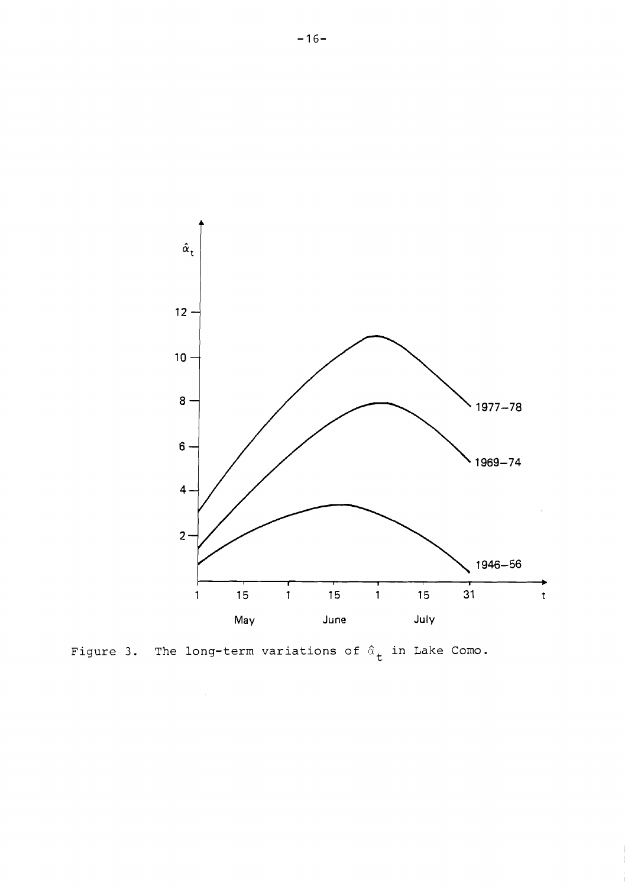Figure 3. The long-term variations of $\hat{\alpha}_t$ in Lake Como.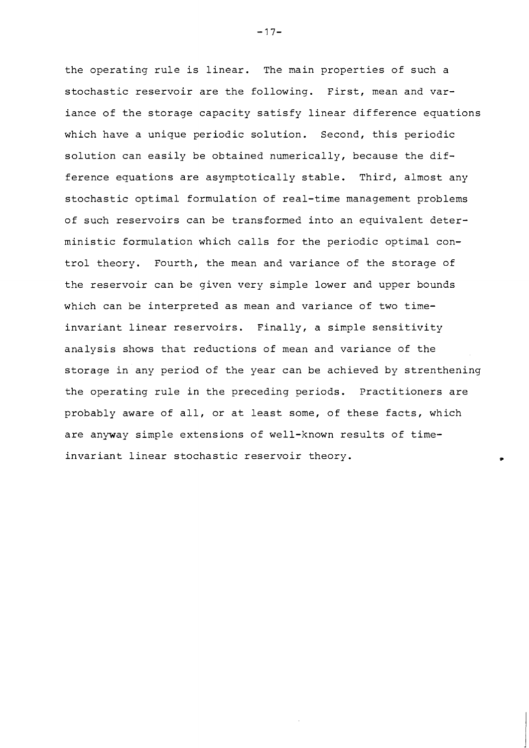the operating rule is linear. The main properties of such a stochastic reservoir are the following. First, mean and variance of the storage capacity satisfy linear difference equations which have a unique periodic solution. Second, this periodic solution can easily be obtained numerically, because the difference equations are asymptotically stable. Third, almost any stochastic optimal formulation of real-time management problems of such reservoirs can be transformed into an equivalent deterministic formulation which calls for the periodic optimal control theory. Fourth, the mean and variance of the storage of the reservoir can be given very simple lower and upper bounds which can be interpreted as mean and variance of two time-invariant linear reservoirs. Finally, a simple sensitivity analysis shows that reductions of mean and variance of the storage in any period of the year can be achieved by strenthening the operating rule in the preceding periods. Practitioners are probably aware of all, or at least some, of these facts, which are anyway simple extensions of well-known results of time-invariant linear stochastic reservoir theory.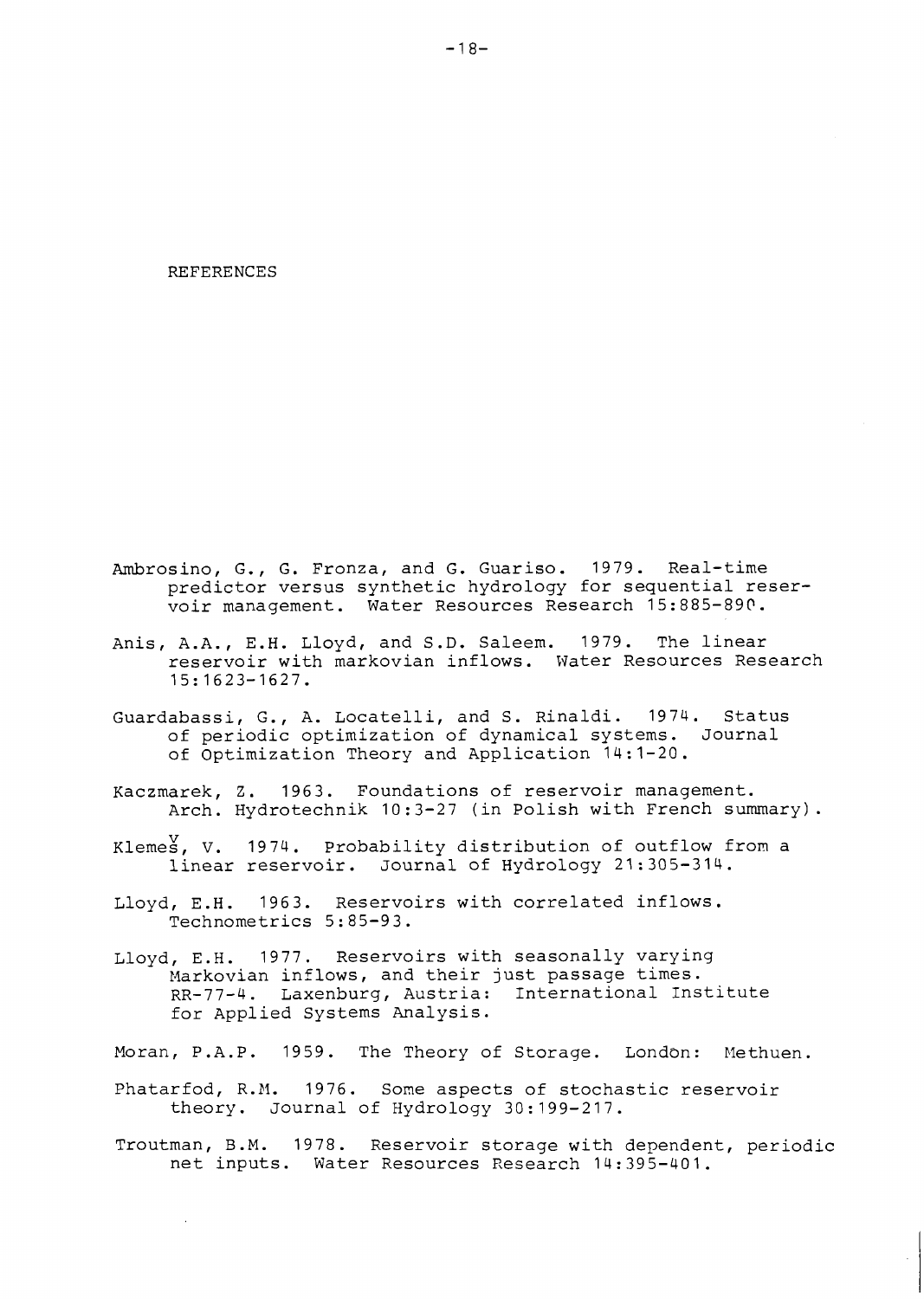# REFERENCES

Ambrosino, G., G. Fronza, and G. Guariso. 1979. Real-time predictor versus synthetic hydrology for sequential reservoir management. Water Resources Research 15:885-890.

Anis, A.A., E.H. Lloyd, and S.D. Saleem. 1979. The linear reservoir with markovian inflows. Water Resources Research 15:1623-1627.

Guardabassi, G., A. Locatelli, and S. Rinaldi. 1974. Status of periodic optimization of dynamical systems. Journal of Optimization Theory and Application 14:1-20.

Kaczmarek, Z. 1963. Foundations of reservoir management. Arch. Hydrotechnik 10:3-27 (in Polish with French summary).

Klemeš, V. 1974. Probability distribution of outflow from a linear reservoir. Journal of Hydrology 21:305-314.

Lloyd, E.H. 1963. Reservoirs with correlated inflows. Technometrics 5:85-93.

Lloyd, E.H. 1977. Reservoirs with seasonally varying Markovian inflows, and their just passage times. RR-77-4. Laxenburg, Austria: International Institute for Applied Systems Analysis.

Moran, P.A.P. 1959. The Theory of Storage. London: Methuen.

Phatarfod, R.M. 1976. Some aspects of stochastic reservoir theory. Journal of Hydrology 30:199-217.

Troutman, B.M. 1978. Reservoir storage with dependent, periodic net inputs. Water Resources Research 14:395-401.